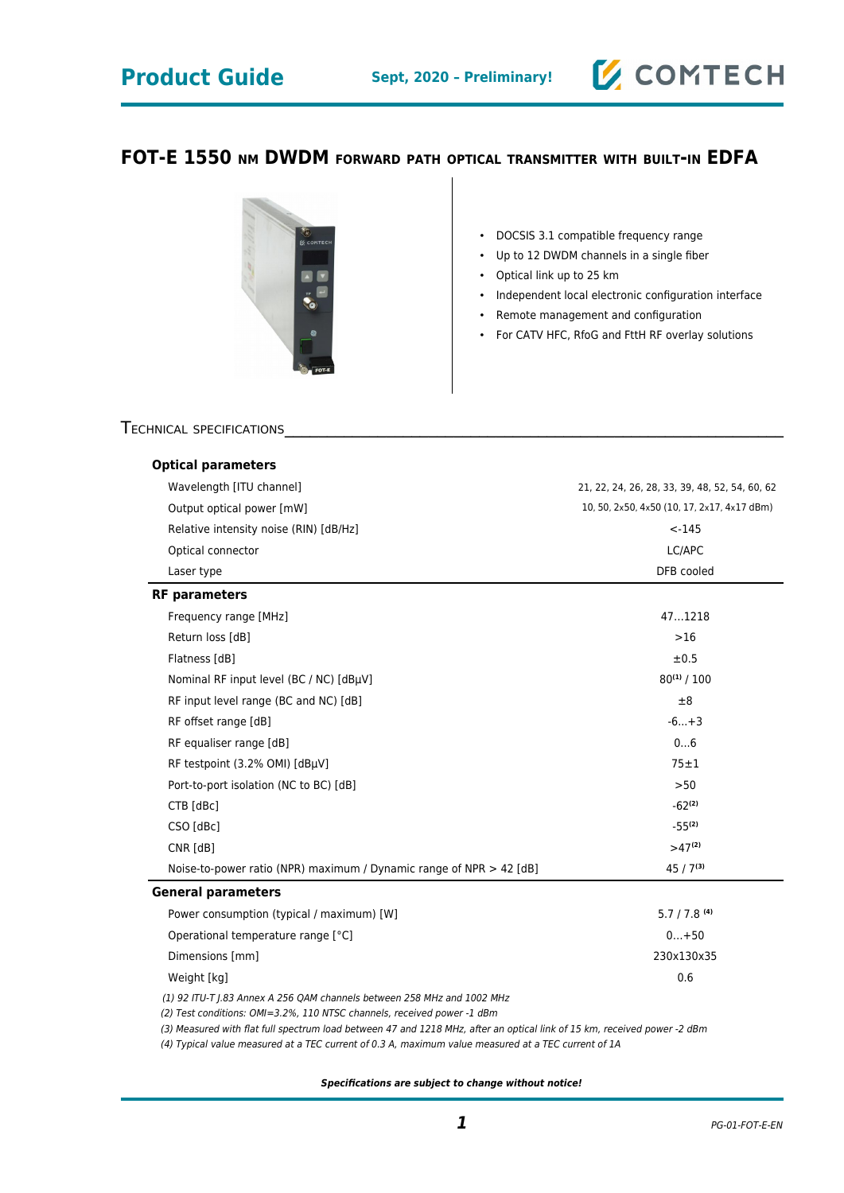**Product Guide** **Sept, 2020 – Preliminary!**

# FOT-E 1550 nm DWDM forward path optical transmitter with built-in EDFA

- DOCSIS 3.1 compatible frequency range
- Up to 12 DWDM channels in a single fiber
- Optical link up to 25 km
- Independent local electronic configuration interface
- Remote management and configuration
- For CATV HFC, RfoG and FttH RF overlay solutions

## Technical specifications

| Parameter | Value |
|---|---|
| **Optical parameters** | |
| Wavelength [ITU channel] | 21, 22, 24, 26, 28, 33, 39, 48, 52, 54, 60, 62 |
| Output optical power [mW] | 10, 50, 2x50, 4x50 (10, 17, 2x17, 4x17 dBm) |
| Relative intensity noise (RIN) [dB/Hz] | <-145 |
| Optical connector | LC/APC |
| Laser type | DFB cooled |
| **RF parameters** | |
| Frequency range [MHz] | 47…1218 |
| Return loss [dB] | >16 |
| Flatness [dB] | ±0.5 |
| Nominal RF input level (BC / NC) [dBµV] | 80[1] / 100 |
| RF input level range (BC and NC) [dB] | ±8 |
| RF offset range [dB] | -6…+3 |
| RF equaliser range [dB] | 0…6 |
| RF testpoint (3.2% OMI) [dBµV] | 75±1 |
| Port-to-port isolation (NC to BC) [dB] | >50 |
| CTB [dBc] | -62[2] |
| CSO [dBc] | -55[2] |
| CNR [dB] | >47[2] |
| Noise-to-power ratio (NPR) maximum / Dynamic range of NPR > 42 [dB] | 45 / 7[3] |
| **General parameters** | |
| Power consumption (typical / maximum) [W] | 5.7 / 7.8 [4] |
| Operational temperature range [°C] | 0…+50 |
| Dimensions [mm] | 230x130x35 |
| Weight [kg] | 0.6 |

*(1) 92 ITU-T J.83 Annex A 256 QAM channels between 258 MHz and 1002 MHz*
*(2) Test conditions: OMI=3.2%, 110 NTSC channels, received power -1 dBm*
*(3) Measured with flat full spectrum load between 47 and 1218 MHz, after an optical link of 15 km, received power -2 dBm*
*(4) Typical value measured at a TEC current of 0.3 A, maximum value measured at a TEC current of 1A*

***Specifications are subject to change without notice!***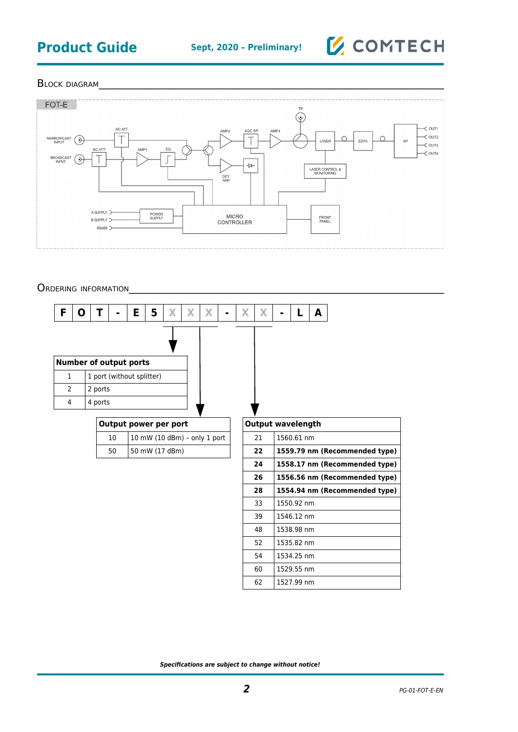## Block diagram

FOT-E

NARROWCAST INPUT
BROADCAST INPUT
NC ATT
BC ATT
AMP1
EQ
AMP2
AGC SP
AMP3
DET. AMP
TP
LASER
EDFA
SP
OUT1
OUT2
OUT3
OUT4
LASER CONTROL & MONITORING
A SUPPLY
B SUPPLY
RS485
POWER SUPPLY
MICRO CONTROLLER
FRONT PANEL

## Ordering information

| F | O | T | - | E | 5 | X | X | X | - | X | X | - | L | A |
|---|---|---|---|---|---|---|---|---|---|---|---|---|---|---|

| Number of output ports | |
|---|---|
| 1 | 1 port (without splitter) |
| 2 | 2 ports |
| 4 | 4 ports |

| Output power per port | |
|---|---|
| 10 | 10 mW (10 dBm) – only 1 port |
| 50 | 50 mW (17 dBm) |

| Output wavelength | |
|---|---|
| 21 | 1560.61 nm |
| **22** | **1559.79 nm (Recommended type)** |
| **24** | **1558.17 nm (Recommended type)** |
| **26** | **1556.56 nm (Recommended type)** |
| **28** | **1554.94 nm (Recommended type)** |
| 33 | 1550.92 nm |
| 39 | 1546.12 nm |
| 48 | 1538.98 nm |
| 52 | 1535.82 nm |
| 54 | 1534.25 nm |
| 60 | 1529.55 nm |
| 62 | 1527.99 nm |

***Specifications are subject to change without notice!***